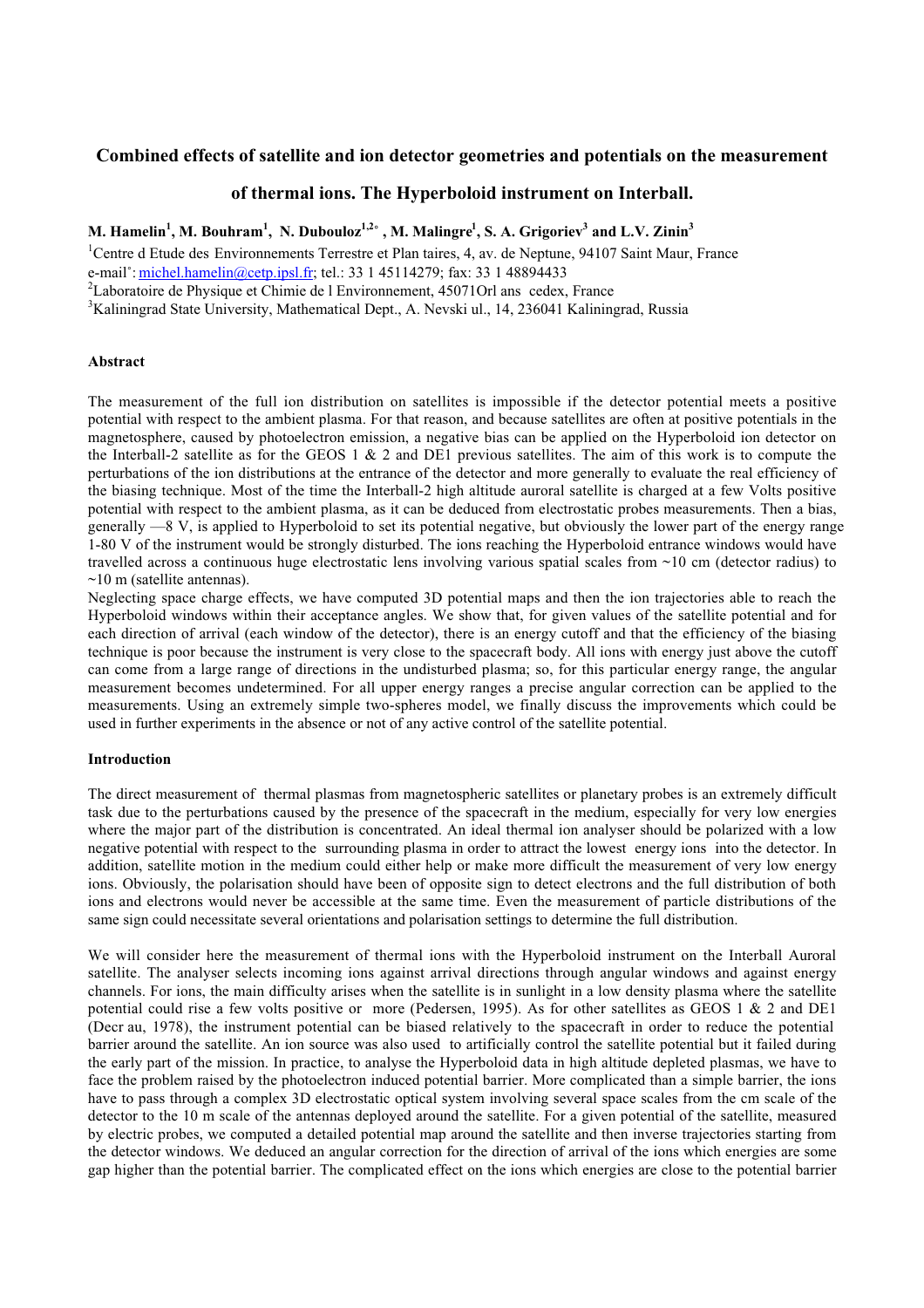# Combined effects of satellite and ion detector geometries and potentials on the measurement of thermal ions. The Hyperboloid instrument on Interball.

**M. Hamelin[1], M. Bouhram[1], N. Dubouloz[1,2*], M. Malingre[1], S. A. Grigoriev[3] and L.V. Zinin[3]**

[1]Centre d Etude des Environnements Terrestre et Plan taires, 4, av. de Neptune, 94107 Saint Maur, France
e-mail*: michel.hamelin@cetp.ipsl.fr; tel.: 33 1 45114279; fax: 33 1 48894433
[2]Laboratoire de Physique et Chimie de l Environnement, 45071Orl ans cedex, France
[3]Kaliningrad State University, Mathematical Dept., A. Nevski ul., 14, 236041 Kaliningrad, Russia

**Abstract**

The measurement of the full ion distribution on satellites is impossible if the detector potential meets a positive potential with respect to the ambient plasma. For that reason, and because satellites are often at positive potentials in the magnetosphere, caused by photoelectron emission, a negative bias can be applied on the Hyperboloid ion detector on the Interball-2 satellite as for the GEOS 1 & 2 and DE1 previous satellites. The aim of this work is to compute the perturbations of the ion distributions at the entrance of the detector and more generally to evaluate the real efficiency of the biasing technique. Most of the time the Interball-2 high altitude auroral satellite is charged at a few Volts positive potential with respect to the ambient plasma, as it can be deduced from electrostatic probes measurements. Then a bias, generally —8 V, is applied to Hyperboloid to set its potential negative, but obviously the lower part of the energy range 1-80 V of the instrument would be strongly disturbed. The ions reaching the Hyperboloid entrance windows would have travelled across a continuous huge electrostatic lens involving various spatial scales from ~10 cm (detector radius) to ~10 m (satellite antennas).

Neglecting space charge effects, we have computed 3D potential maps and then the ion trajectories able to reach the Hyperboloid windows within their acceptance angles. We show that, for given values of the satellite potential and for each direction of arrival (each window of the detector), there is an energy cutoff and that the efficiency of the biasing technique is poor because the instrument is very close to the spacecraft body. All ions with energy just above the cutoff can come from a large range of directions in the undisturbed plasma; so, for this particular energy range, the angular measurement becomes undetermined. For all upper energy ranges a precise angular correction can be applied to the measurements. Using an extremely simple two-spheres model, we finally discuss the improvements which could be used in further experiments in the absence or not of any active control of the satellite potential.

**Introduction**

The direct measurement of thermal plasmas from magnetospheric satellites or planetary probes is an extremely difficult task due to the perturbations caused by the presence of the spacecraft in the medium, especially for very low energies where the major part of the distribution is concentrated. An ideal thermal ion analyser should be polarized with a low negative potential with respect to the surrounding plasma in order to attract the lowest energy ions into the detector. In addition, satellite motion in the medium could either help or make more difficult the measurement of very low energy ions. Obviously, the polarisation should have been of opposite sign to detect electrons and the full distribution of both ions and electrons would never be accessible at the same time. Even the measurement of particle distributions of the same sign could necessitate several orientations and polarisation settings to determine the full distribution.

We will consider here the measurement of thermal ions with the Hyperboloid instrument on the Interball Auroral satellite. The analyser selects incoming ions against arrival directions through angular windows and against energy channels. For ions, the main difficulty arises when the satellite is in sunlight in a low density plasma where the satellite potential could rise a few volts positive or more (Pedersen, 1995). As for other satellites as GEOS 1 & 2 and DE1 (Decr au, 1978), the instrument potential can be biased relatively to the spacecraft in order to reduce the potential barrier around the satellite. An ion source was also used to artificially control the satellite potential but it failed during the early part of the mission. In practice, to analyse the Hyperboloid data in high altitude depleted plasmas, we have to face the problem raised by the photoelectron induced potential barrier. More complicated than a simple barrier, the ions have to pass through a complex 3D electrostatic optical system involving several space scales from the cm scale of the detector to the 10 m scale of the antennas deployed around the satellite. For a given potential of the satellite, measured by electric probes, we computed a detailed potential map around the satellite and then inverse trajectories starting from the detector windows. We deduced an angular correction for the direction of arrival of the ions which energies are some gap higher than the potential barrier. The complicated effect on the ions which energies are close to the potential barrier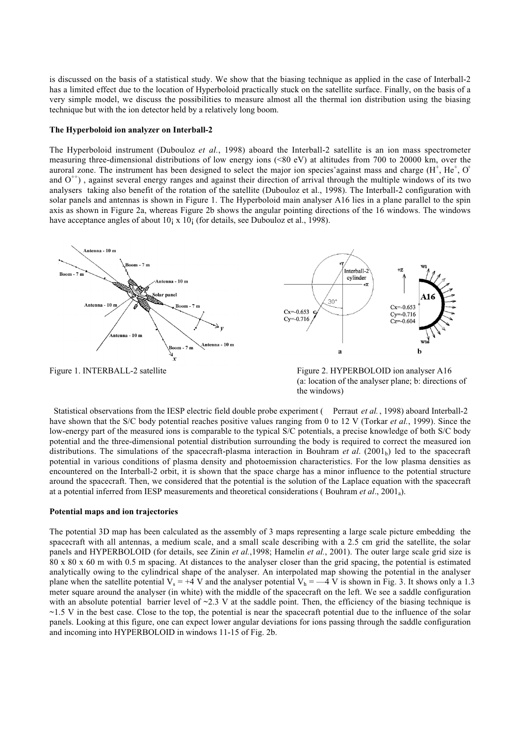is discussed on the basis of a statistical study. We show that the biasing technique as applied in the case of Interball-2 has a limited effect due to the location of Hyperboloid practically stuck on the satellite surface. Finally, on the basis of a very simple model, we discuss the possibilities to measure almost all the thermal ion distribution using the biasing technique but with the ion detector held by a relatively long boom.

**The Hyperboloid ion analyzer on Interball-2**

The Hyperboloid instrument (Dubouloz *et al.*, 1998) aboard the Interball-2 satellite is an ion mass spectrometer measuring three-dimensional distributions of low energy ions (<80 eV) at altitudes from 700 to 20000 km, over the auroral zone. The instrument has been designed to select the major ion species against mass and charge ($H^+$, $He^+$, $O^+$ and $O^{++}$) , against several energy ranges and against their direction of arrival through the multiple windows of its two analysers taking also benefit of the rotation of the satellite (Dubouloz et al., 1998). The Interball-2 configuration with solar panels and antennas is shown in Figure 1. The Hyperboloid main analyser A16 lies in a plane parallel to the spin axis as shown in Figure 2a, whereas Figure 2b shows the angular pointing directions of the 16 windows. The windows have acceptance angles of about 10¡ x 10¡ (for details, see Dubouloz et al., 1998).

Figure 1. INTERBALL-2 satellite

Figure 2. HYPERBOLOID ion analyser A16 (a: location of the analyser plane; b: directions of the windows)

Statistical observations from the IESP electric field double probe experiment ( Perraut *et al.*, 1998) aboard Interball-2 have shown that the S/C body potential reaches positive values ranging from 0 to 12 V (Torkar *et al.*, 1999). Since the low-energy part of the measured ions is comparable to the typical S/C potentials, a precise knowledge of both S/C body potential and the three-dimensional potential distribution surrounding the body is required to correct the measured ion distributions. The simulations of the spacecraft-plasma interaction in Bouhram *et al.* ($2001_b$) led to the spacecraft potential in various conditions of plasma density and photoemission characteristics. For the low plasma densities as encountered on the Interball-2 orbit, it is shown that the space charge has a minor influence to the potential structure around the spacecraft. Then, we considered that the potential is the solution of the Laplace equation with the spacecraft at a potential inferred from IESP measurements and theoretical considerations ( Bouhram *et al*., $2001_a$).

**Potential maps and ion trajectories**

The potential 3D map has been calculated as the assembly of 3 maps representing a large scale picture embedding the spacecraft with all antennas, a medium scale, and a small scale describing with a 2.5 cm grid the satellite, the solar panels and HYPERBOLOID (for details, see Zinin *et al.*,1998; Hamelin *et al.*, 2001). The outer large scale grid size is 80 x 80 x 60 m with 0.5 m spacing. At distances to the analyser closer than the grid spacing, the potential is estimated analytically owing to the cylindrical shape of the analyser. An interpolated map showing the potential in the analyser plane when the satellite potential $V_s$ = +4 V and the analyser potential $V_h$ = —4 V is shown in Fig. 3. It shows only a 1.3 meter square around the analyser (in white) with the middle of the spacecraft on the left. We see a saddle configuration with an absolute potential barrier level of ~2.3 V at the saddle point. Then, the efficiency of the biasing technique is ~1.5 V in the best case. Close to the top, the potential is near the spacecraft potential due to the influence of the solar panels. Looking at this figure, one can expect lower angular deviations for ions passing through the saddle configuration and incoming into HYPERBOLOID in windows 11-15 of Fig. 2b.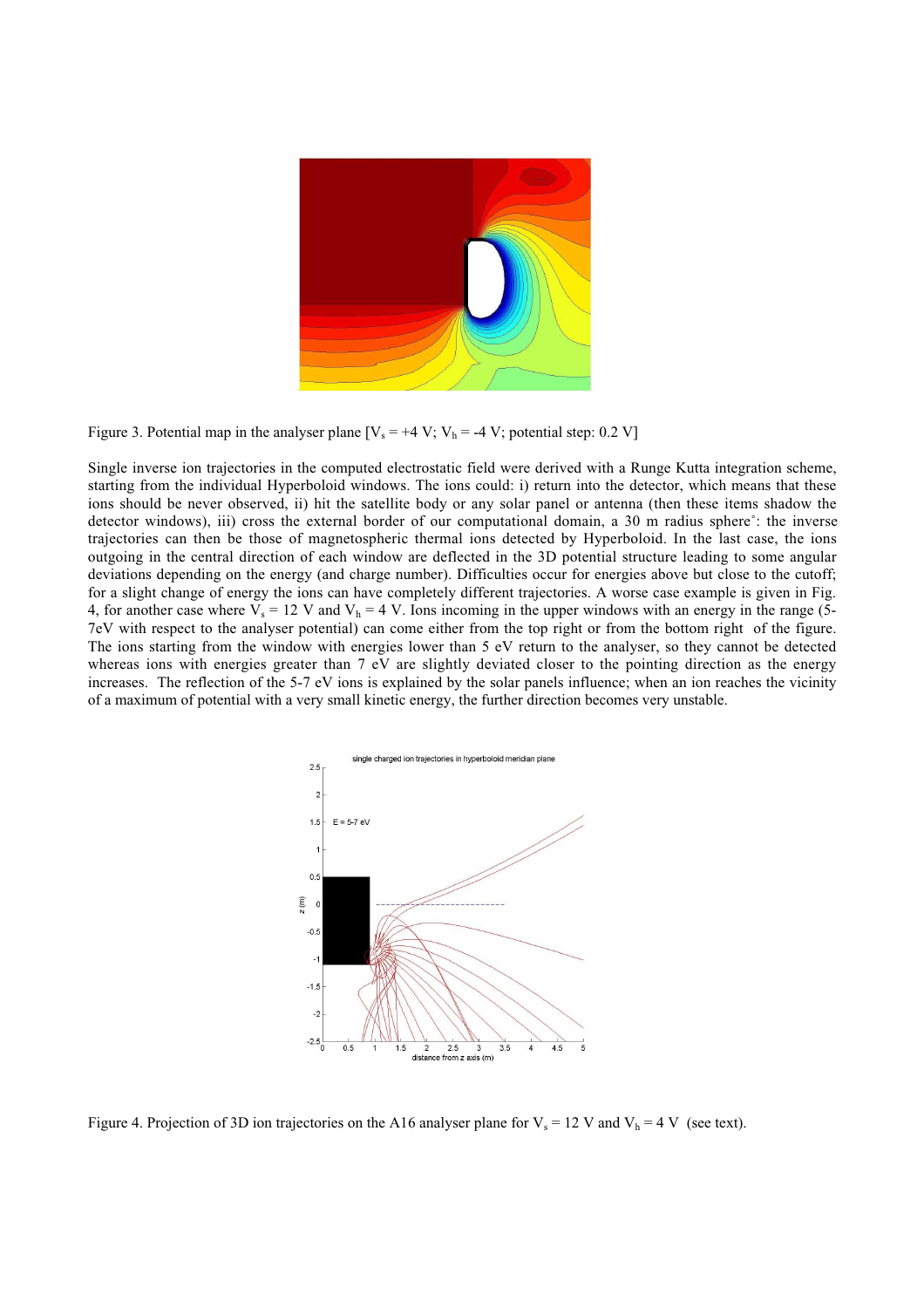Figure 3. Potential map in the analyser plane [$V_s$ = +4 V; $V_h$ = -4 V; potential step: 0.2 V]

Single inverse ion trajectories in the computed electrostatic field were derived with a Runge Kutta integration scheme, starting from the individual Hyperboloid windows. The ions could: i) return into the detector, which means that these ions should be never observed, ii) hit the satellite body or any solar panel or antenna (then these items shadow the detector windows), iii) cross the external border of our computational domain, a 30 m radius sphere°: the inverse trajectories can then be those of magnetospheric thermal ions detected by Hyperboloid. In the last case, the ions outgoing in the central direction of each window are deflected in the 3D potential structure leading to some angular deviations depending on the energy (and charge number). Difficulties occur for energies above but close to the cutoff; for a slight change of energy the ions can have completely different trajectories. A worse case example is given in Fig. 4, for another case where $V_s$ = 12 V and $V_h$ = 4 V. Ions incoming in the upper windows with an energy in the range (5-7eV with respect to the analyser potential) can come either from the top right or from the bottom right of the figure. The ions starting from the window with energies lower than 5 eV return to the analyser, so they cannot be detected whereas ions with energies greater than 7 eV are slightly deviated closer to the pointing direction as the energy increases. The reflection of the 5-7 eV ions is explained by the solar panels influence; when an ion reaches the vicinity of a maximum of potential with a very small kinetic energy, the further direction becomes very unstable.

Figure 4. Projection of 3D ion trajectories on the A16 analyser plane for $V_s$ = 12 V and $V_h$ = 4 V (see text).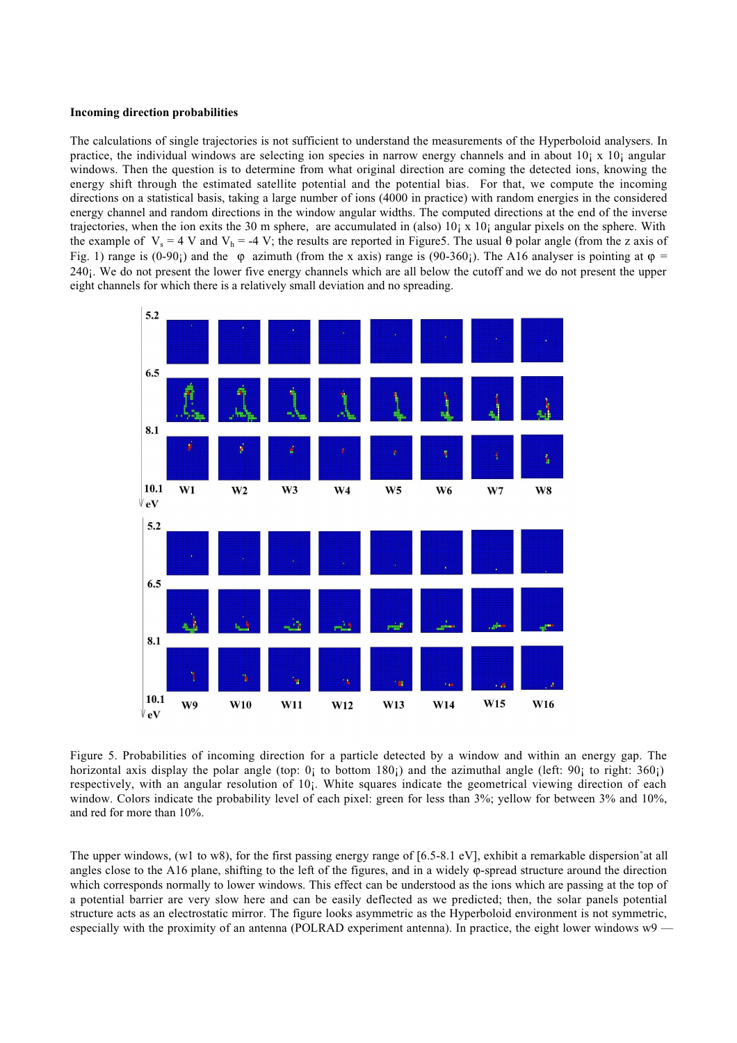**Incoming direction probabilities**

The calculations of single trajectories is not sufficient to understand the measurements of the Hyperboloid analysers. In practice, the individual windows are selecting ion species in narrow energy channels and in about 10¡ x 10¡ angular windows. Then the question is to determine from what original direction are coming the detected ions, knowing the energy shift through the estimated satellite potential and the potential bias. For that, we compute the incoming directions on a statistical basis, taking a large number of ions (4000 in practice) with random energies in the considered energy channel and random directions in the window angular widths. The computed directions at the end of the inverse trajectories, when the ion exits the 30 m sphere, are accumulated in (also) 10¡ x 10¡ angular pixels on the sphere. With the example of $V_s$ = 4 V and $V_h$ = -4 V; the results are reported in Figure5. The usual θ polar angle (from the z axis of Fig. 1) range is (0-90¡) and the φ azimuth (from the x axis) range is (90-360¡). The A16 analyser is pointing at φ = 240¡. We do not present the lower five energy channels which are all below the cutoff and we do not present the upper eight channels for which there is a relatively small deviation and no spreading.

Figure 5. Probabilities of incoming direction for a particle detected by a window and within an energy gap. The horizontal axis display the polar angle (top: 0¡ to bottom 180¡) and the azimuthal angle (left: 90¡ to right: 360¡) respectively, with an angular resolution of 10¡. White squares indicate the geometrical viewing direction of each window. Colors indicate the probability level of each pixel: green for less than 3%; yellow for between 3% and 10%, and red for more than 10%.

The upper windows, (w1 to w8), for the first passing energy range of [6.5-8.1 eV], exhibit a remarkable dispersion at all angles close to the A16 plane, shifting to the left of the figures, and in a widely φ-spread structure around the direction which corresponds normally to lower windows. This effect can be understood as the ions which are passing at the top of a potential barrier are very slow here and can be easily deflected as we predicted; then, the solar panels potential structure acts as an electrostatic mirror. The figure looks asymmetric as the Hyperboloid environment is not symmetric, especially with the proximity of an antenna (POLRAD experiment antenna). In practice, the eight lower windows w9 —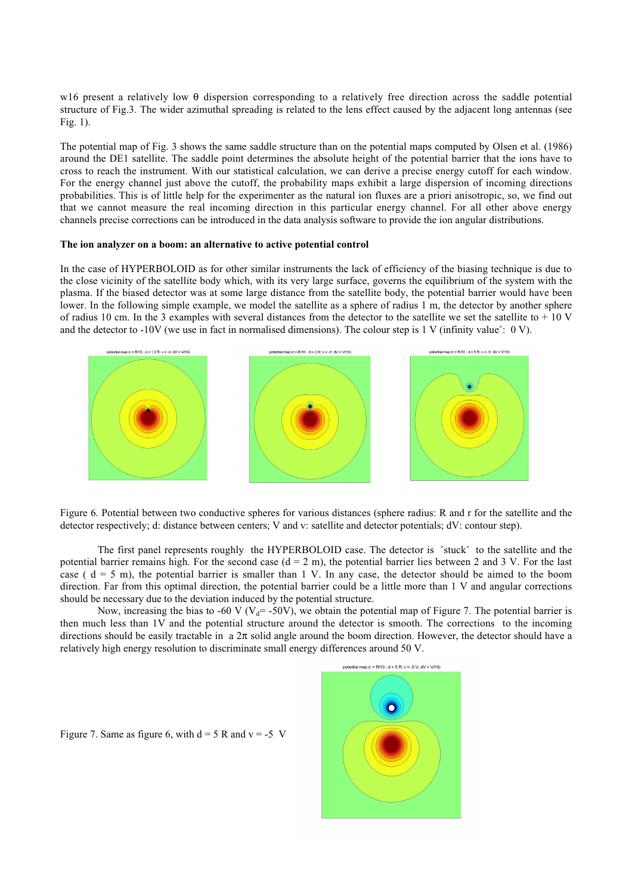w16 present a relatively low θ dispersion corresponding to a relatively free direction across the saddle potential structure of Fig.3. The wider azimuthal spreading is related to the lens effect caused by the adjacent long antennas (see Fig. 1).

The potential map of Fig. 3 shows the same saddle structure than on the potential maps computed by Olsen et al. (1986) around the DE1 satellite. The saddle point determines the absolute height of the potential barrier that the ions have to cross to reach the instrument. With our statistical calculation, we can derive a precise energy cutoff for each window. For the energy channel just above the cutoff, the probability maps exhibit a large dispersion of incoming directions probabilities. This is of little help for the experimenter as the natural ion fluxes are a priori anisotropic, so, we find out that we cannot measure the real incoming direction in this particular energy channel. For all other above energy channels precise corrections can be introduced in the data analysis software to provide the ion angular distributions.

**The ion analyzer on a boom: an alternative to active potential control**

In the case of HYPERBOLOID as for other similar instruments the lack of efficiency of the biasing technique is due to the close vicinity of the satellite body which, with its very large surface, governs the equilibrium of the system with the plasma. If the biased detector was at some large distance from the satellite body, the potential barrier would have been lower. In the following simple example, we model the satellite as a sphere of radius 1 m, the detector by another sphere of radius 10 cm. In the 3 examples with several distances from the detector to the satellite we set the satellite to + 10 V and the detector to -10V (we use in fact in normalised dimensions). The colour step is 1 V (infinity value : 0 V).

Figure 6. Potential between two conductive spheres for various distances (sphere radius: R and r for the satellite and the detector respectively; d: distance between centers; V and v: satellite and detector potentials; dV: contour step).

The first panel represents roughly the HYPERBOLOID case. The detector is "stuck" to the satellite and the potential barrier remains high. For the second case (d = 2 m), the potential barrier lies between 2 and 3 V. For the last case ( d = 5 m), the potential barrier is smaller than 1 V. In any case, the detector should be aimed to the boom direction. Far from this optimal direction, the potential barrier could be a little more than 1 V and angular corrections should be necessary due to the deviation induced by the potential structure.

Now, increasing the bias to -60 V ($V_d$= -50V), we obtain the potential map of Figure 7. The potential barrier is then much less than 1V and the potential structure around the detector is smooth. The corrections to the incoming directions should be easily tractable in a 2π solid angle around the boom direction. However, the detector should have a relatively high energy resolution to discriminate small energy differences around 50 V.

Figure 7. Same as figure 6, with d = 5 R and v = -5 V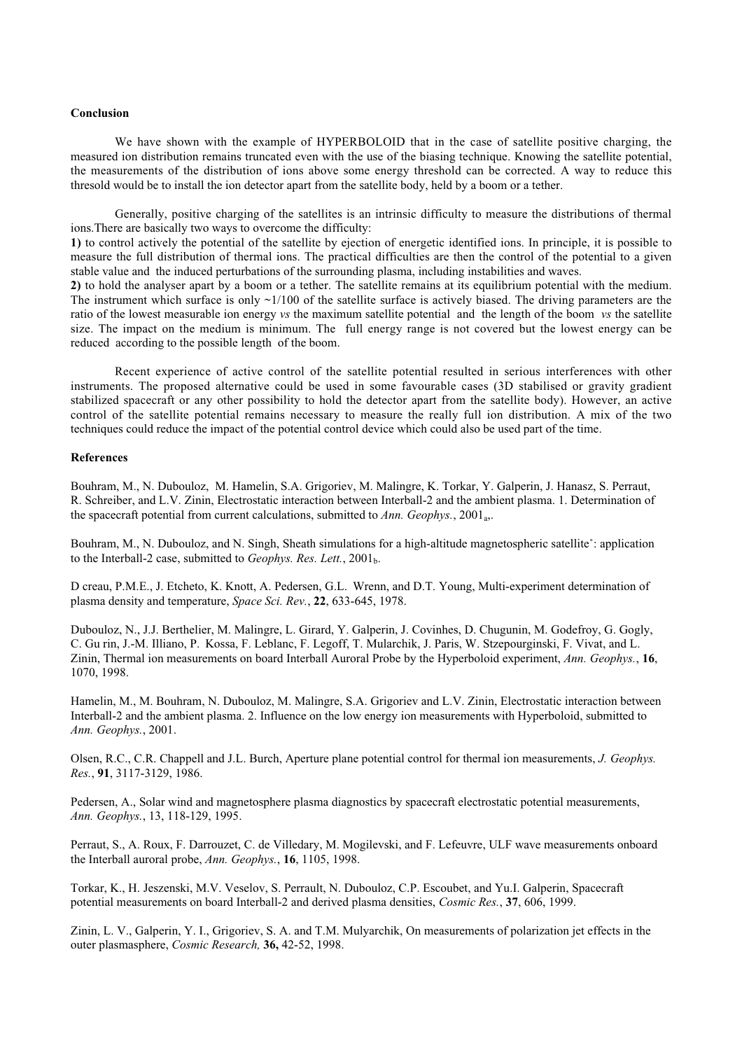**Conclusion**

We have shown with the example of HYPERBOLOID that in the case of satellite positive charging, the measured ion distribution remains truncated even with the use of the biasing technique. Knowing the satellite potential, the measurements of the distribution of ions above some energy threshold can be corrected. A way to reduce this thresold would be to install the ion detector apart from the satellite body, held by a boom or a tether.

Generally, positive charging of the satellites is an intrinsic difficulty to measure the distributions of thermal ions.There are basically two ways to overcome the difficulty:

**1)** to control actively the potential of the satellite by ejection of energetic identified ions. In principle, it is possible to measure the full distribution of thermal ions. The practical difficulties are then the control of the potential to a given stable value and the induced perturbations of the surrounding plasma, including instabilities and waves.

**2)** to hold the analyser apart by a boom or a tether. The satellite remains at its equilibrium potential with the medium. The instrument which surface is only ~1/100 of the satellite surface is actively biased. The driving parameters are the ratio of the lowest measurable ion energy *vs* the maximum satellite potential and the length of the boom *vs* the satellite size. The impact on the medium is minimum. The full energy range is not covered but the lowest energy can be reduced according to the possible length of the boom.

Recent experience of active control of the satellite potential resulted in serious interferences with other instruments. The proposed alternative could be used in some favourable cases (3D stabilised or gravity gradient stabilized spacecraft or any other possibility to hold the detector apart from the satellite body). However, an active control of the satellite potential remains necessary to measure the really full ion distribution. A mix of the two techniques could reduce the impact of the potential control device which could also be used part of the time.

**References**

Bouhram, M., N. Dubouloz, M. Hamelin, S.A. Grigoriev, M. Malingre, K. Torkar, Y. Galperin, J. Hanasz, S. Perraut, R. Schreiber, and L.V. Zinin, Electrostatic interaction between Interball-2 and the ambient plasma. 1. Determination of the spacecraft potential from current calculations, submitted to *Ann. Geophys.*, $2001_a$,.

Bouhram, M., N. Dubouloz, and N. Singh, Sheath simulations for a high-altitude magnetospheric satellite°: application to the Interball-2 case, submitted to *Geophys. Res. Lett.*, $2001_b$.

D creau, P.M.E., J. Etcheto, K. Knott, A. Pedersen, G.L. Wrenn, and D.T. Young, Multi-experiment determination of plasma density and temperature, *Space Sci. Rev.*, **22**, 633-645, 1978.

Dubouloz, N., J.J. Berthelier, M. Malingre, L. Girard, Y. Galperin, J. Covinhes, D. Chugunin, M. Godefroy, G. Gogly, C. Gu rin, J.-M. Illiano, P. Kossa, F. Leblanc, F. Legoff, T. Mularchik, J. Paris, W. Stzepourginski, F. Vivat, and L. Zinin, Thermal ion measurements on board Interball Auroral Probe by the Hyperboloid experiment, *Ann. Geophys.*, **16**, 1070, 1998.

Hamelin, M., M. Bouhram, N. Dubouloz, M. Malingre, S.A. Grigoriev and L.V. Zinin, Electrostatic interaction between Interball-2 and the ambient plasma. 2. Influence on the low energy ion measurements with Hyperboloid, submitted to *Ann. Geophys.*, 2001.

Olsen, R.C., C.R. Chappell and J.L. Burch, Aperture plane potential control for thermal ion measurements, *J. Geophys. Res.*, **91**, 3117-3129, 1986.

Pedersen, A., Solar wind and magnetosphere plasma diagnostics by spacecraft electrostatic potential measurements, *Ann. Geophys.*, 13, 118-129, 1995.

Perraut, S., A. Roux, F. Darrouzet, C. de Villedary, M. Mogilevski, and F. Lefeuvre, ULF wave measurements onboard the Interball auroral probe, *Ann. Geophys.*, **16**, 1105, 1998.

Torkar, K., H. Jeszenski, M.V. Veselov, S. Perrault, N. Dubouloz, C.P. Escoubet, and Yu.I. Galperin, Spacecraft potential measurements on board Interball-2 and derived plasma densities, *Cosmic Res.*, **37**, 606, 1999.

Zinin, L. V., Galperin, Y. I., Grigoriev, S. A. and T.M. Mulyarchik, On measurements of polarization jet effects in the outer plasmasphere, *Cosmic Research,* **36,** 42-52, 1998.